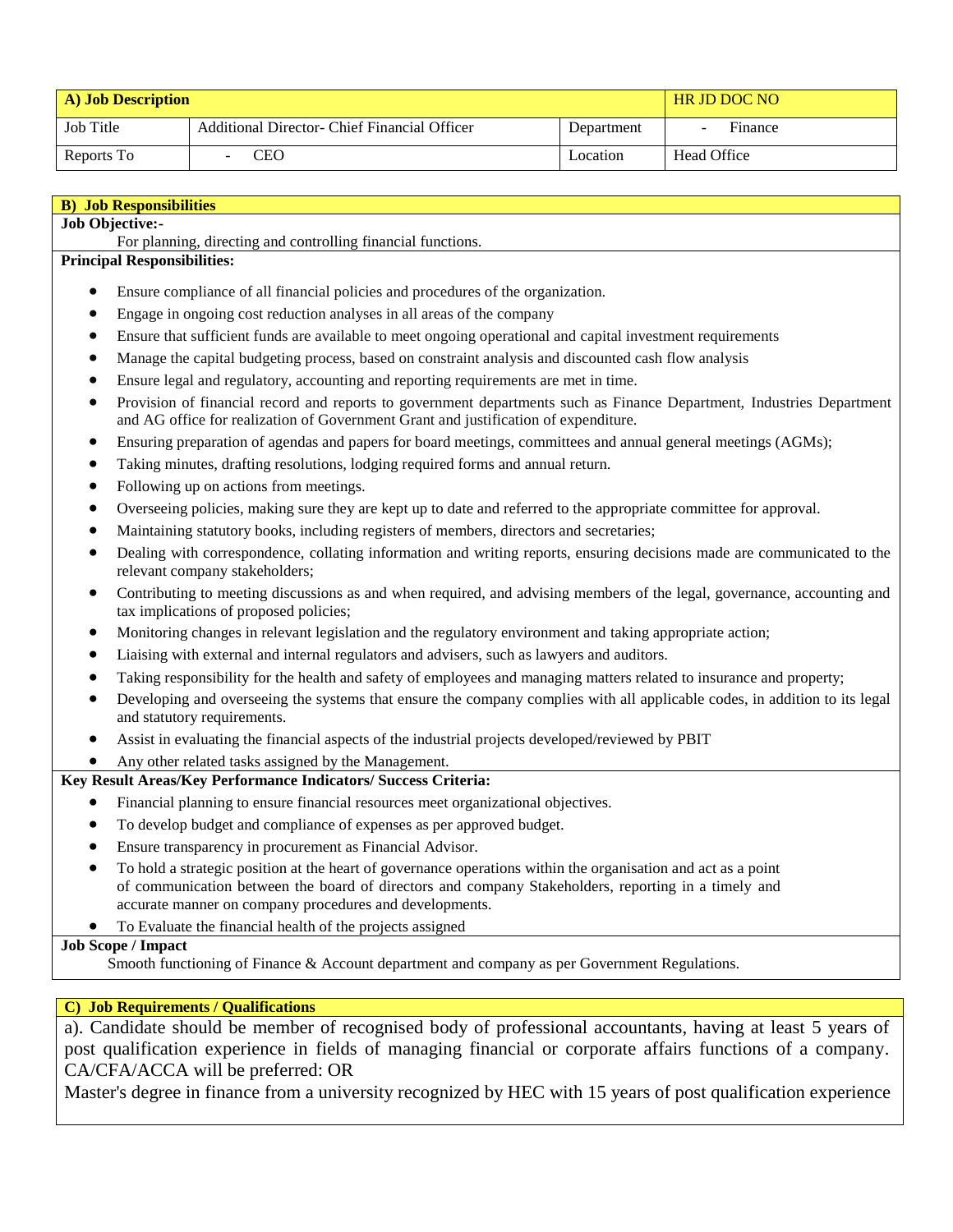| A) Job Description | | | HR JD DOC NO |
|---|---|---|---|
| Job Title | Additional Director- Chief Financial Officer | Department | - Finance |
| Reports To | - CEO | Location | Head Office |

**B) Job Responsibilities**

**Job Objective:-**

For planning, directing and controlling financial functions.

**Principal Responsibilities:**

- Ensure compliance of all financial policies and procedures of the organization.
- Engage in ongoing cost reduction analyses in all areas of the company
- Ensure that sufficient funds are available to meet ongoing operational and capital investment requirements
- Manage the capital budgeting process, based on constraint analysis and discounted cash flow analysis
- Ensure legal and regulatory, accounting and reporting requirements are met in time.
- Provision of financial record and reports to government departments such as Finance Department, Industries Department and AG office for realization of Government Grant and justification of expenditure.
- Ensuring preparation of agendas and papers for board meetings, committees and annual general meetings (AGMs);
- Taking minutes, drafting resolutions, lodging required forms and annual return.
- Following up on actions from meetings.
- Overseeing policies, making sure they are kept up to date and referred to the appropriate committee for approval.
- Maintaining statutory books, including registers of members, directors and secretaries;
- Dealing with correspondence, collating information and writing reports, ensuring decisions made are communicated to the relevant company stakeholders;
- Contributing to meeting discussions as and when required, and advising members of the legal, governance, accounting and tax implications of proposed policies;
- Monitoring changes in relevant legislation and the regulatory environment and taking appropriate action;
- Liaising with external and internal regulators and advisers, such as lawyers and auditors.
- Taking responsibility for the health and safety of employees and managing matters related to insurance and property;
- Developing and overseeing the systems that ensure the company complies with all applicable codes, in addition to its legal and statutory requirements.
- Assist in evaluating the financial aspects of the industrial projects developed/reviewed by PBIT
- Any other related tasks assigned by the Management.

**Key Result Areas/Key Performance Indicators/ Success Criteria:**

- Financial planning to ensure financial resources meet organizational objectives.
- To develop budget and compliance of expenses as per approved budget.
- Ensure transparency in procurement as Financial Advisor.
- To hold a strategic position at the heart of governance operations within the organisation and act as a point of communication between the board of directors and company Stakeholders, reporting in a timely and accurate manner on company procedures and developments.
- To Evaluate the financial health of the projects assigned

**Job Scope / Impact**

Smooth functioning of Finance & Account department and company as per Government Regulations.

**C) Job Requirements / Qualifications**

a). Candidate should be member of recognised body of professional accountants, having at least 5 years of post qualification experience in fields of managing financial or corporate affairs functions of a company. CA/CFA/ACCA will be preferred: OR

Master's degree in finance from a university recognized by HEC with 15 years of post qualification experience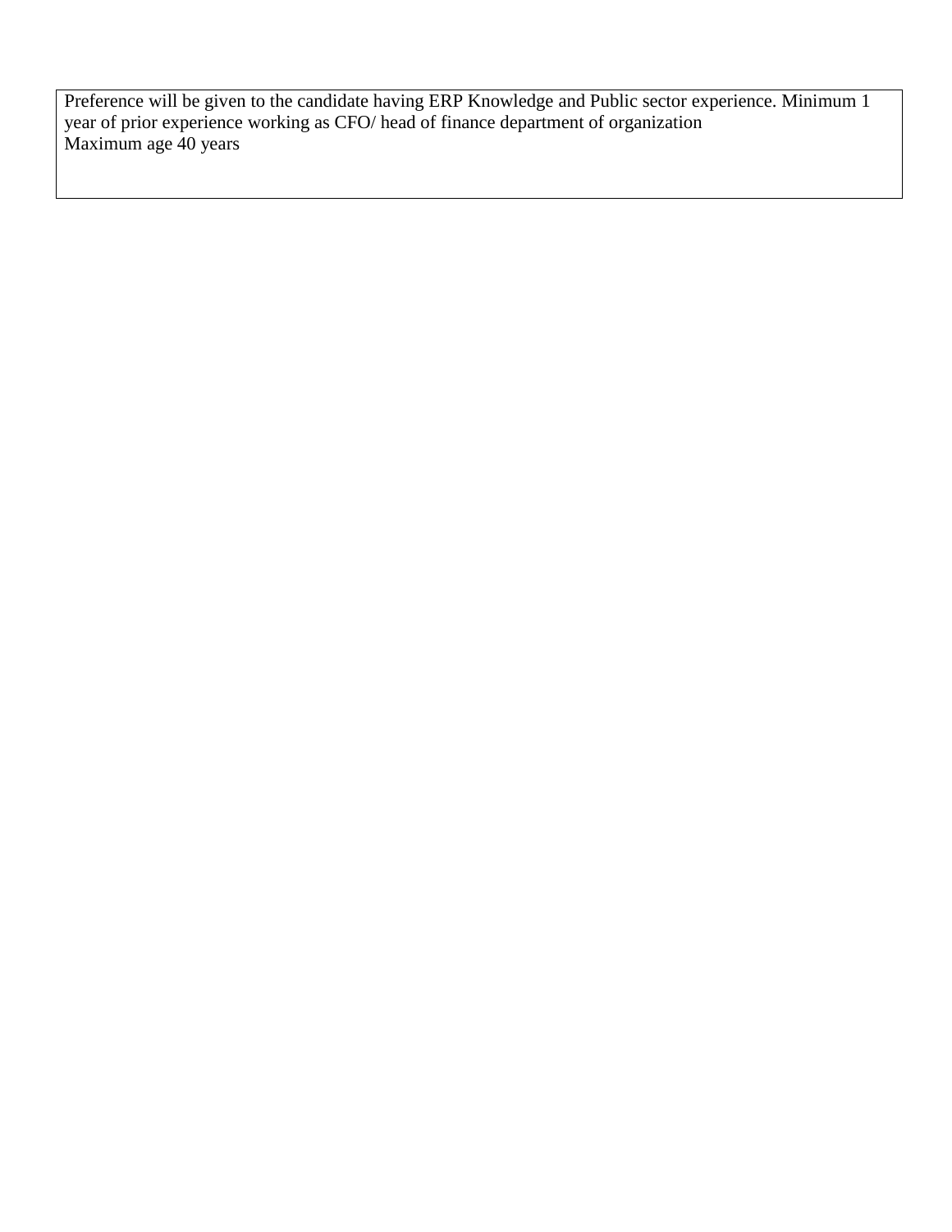Preference will be given to the candidate having ERP Knowledge and Public sector experience. Minimum 1 year of prior experience working as CFO/ head of finance department of organization
Maximum age 40 years